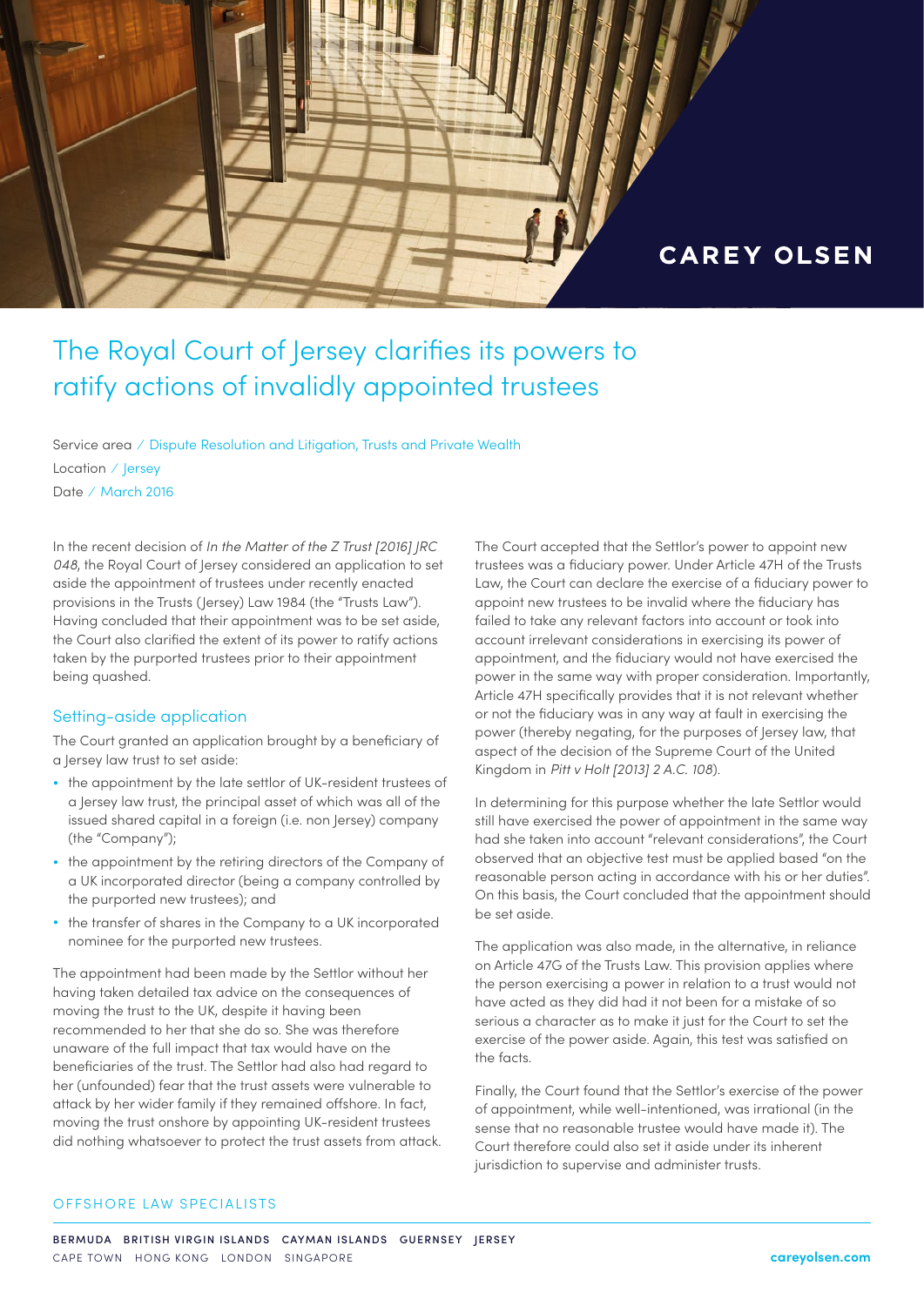CAREY OLSEN

# The Royal Court of Jersey clarifies its powers to ratify actions of invalidly appointed trustees

Service area / Dispute Resolution and Litigation, Trusts and Private Wealth
Location / Jersey
Date / March 2016

In the recent decision of *In the Matter of the Z Trust [2016] JRC 048*, the Royal Court of Jersey considered an application to set aside the appointment of trustees under recently enacted provisions in the Trusts (Jersey) Law 1984 (the "Trusts Law"). Having concluded that their appointment was to be set aside, the Court also clarified the extent of its power to ratify actions taken by the purported trustees prior to their appointment being quashed.

## Setting-aside application

The Court granted an application brought by a beneficiary of a Jersey law trust to set aside:

- the appointment by the late settlor of UK-resident trustees of a Jersey law trust, the principal asset of which was all of the issued shared capital in a foreign (i.e. non Jersey) company (the "Company");
- the appointment by the retiring directors of the Company of a UK incorporated director (being a company controlled by the purported new trustees); and
- the transfer of shares in the Company to a UK incorporated nominee for the purported new trustees.

The appointment had been made by the Settlor without her having taken detailed tax advice on the consequences of moving the trust to the UK, despite it having been recommended to her that she do so. She was therefore unaware of the full impact that tax would have on the beneficiaries of the trust. The Settlor had also had regard to her (unfounded) fear that the trust assets were vulnerable to attack by her wider family if they remained offshore. In fact, moving the trust onshore by appointing UK-resident trustees did nothing whatsoever to protect the trust assets from attack.

The Court accepted that the Settlor's power to appoint new trustees was a fiduciary power. Under Article 47H of the Trusts Law, the Court can declare the exercise of a fiduciary power to appoint new trustees to be invalid where the fiduciary has failed to take any relevant factors into account or took into account irrelevant considerations in exercising its power of appointment, and the fiduciary would not have exercised the power in the same way with proper consideration. Importantly, Article 47H specifically provides that it is not relevant whether or not the fiduciary was in any way at fault in exercising the power (thereby negating, for the purposes of Jersey law, that aspect of the decision of the Supreme Court of the United Kingdom in *Pitt v Holt [2013] 2 A.C. 108*).

In determining for this purpose whether the late Settlor would still have exercised the power of appointment in the same way had she taken into account "relevant considerations", the Court observed that an objective test must be applied based "on the reasonable person acting in accordance with his or her duties". On this basis, the Court concluded that the appointment should be set aside.

The application was also made, in the alternative, in reliance on Article 47G of the Trusts Law. This provision applies where the person exercising a power in relation to a trust would not have acted as they did had it not been for a mistake of so serious a character as to make it just for the Court to set the exercise of the power aside. Again, this test was satisfied on the facts.

Finally, the Court found that the Settlor's exercise of the power of appointment, while well-intentioned, was irrational (in the sense that no reasonable trustee would have made it). The Court therefore could also set it aside under its inherent jurisdiction to supervise and administer trusts.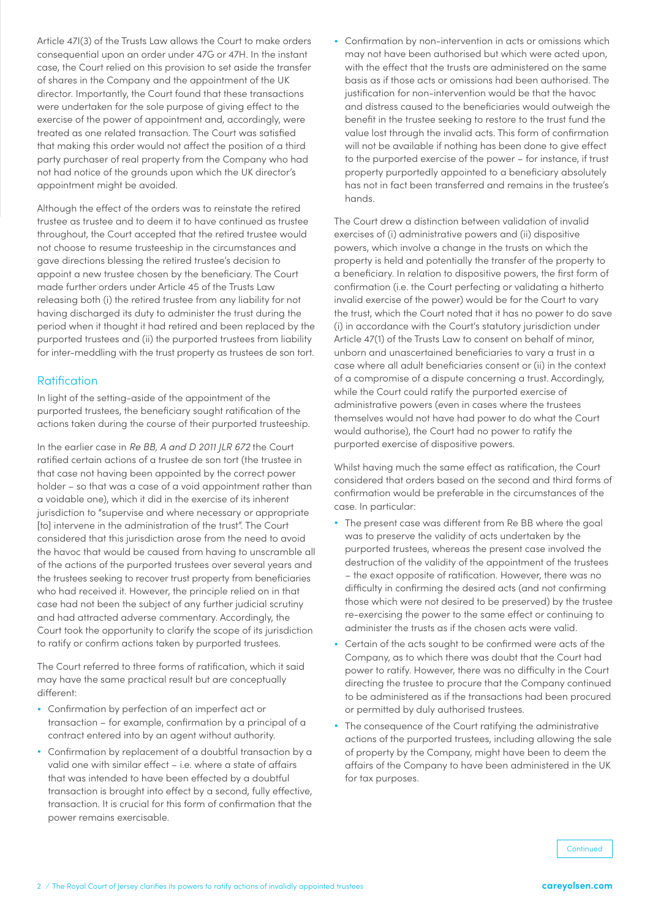Article 47I(3) of the Trusts Law allows the Court to make orders consequential upon an order under 47G or 47H. In the instant case, the Court relied on this provision to set aside the transfer of shares in the Company and the appointment of the UK director. Importantly, the Court found that these transactions were undertaken for the sole purpose of giving effect to the exercise of the power of appointment and, accordingly, were treated as one related transaction. The Court was satisfied that making this order would not affect the position of a third party purchaser of real property from the Company who had not had notice of the grounds upon which the UK director's appointment might be avoided.

Although the effect of the orders was to reinstate the retired trustee as trustee and to deem it to have continued as trustee throughout, the Court accepted that the retired trustee would not choose to resume trusteeship in the circumstances and gave directions blessing the retired trustee's decision to appoint a new trustee chosen by the beneficiary. The Court made further orders under Article 45 of the Trusts Law releasing both (i) the retired trustee from any liability for not having discharged its duty to administer the trust during the period when it thought it had retired and been replaced by the purported trustees and (ii) the purported trustees from liability for inter-meddling with the trust property as trustees de son tort.

## Ratification

In light of the setting-aside of the appointment of the purported trustees, the beneficiary sought ratification of the actions taken during the course of their purported trusteeship.

In the earlier case in *Re BB, A and D 2011 JLR 672* the Court ratified certain actions of a trustee de son tort (the trustee in that case not having been appointed by the correct power holder – so that was a case of a void appointment rather than a voidable one), which it did in the exercise of its inherent jurisdiction to "supervise and where necessary or appropriate [to] intervene in the administration of the trust". The Court considered that this jurisdiction arose from the need to avoid the havoc that would be caused from having to unscramble all of the actions of the purported trustees over several years and the trustees seeking to recover trust property from beneficiaries who had received it. However, the principle relied on in that case had not been the subject of any further judicial scrutiny and had attracted adverse commentary. Accordingly, the Court took the opportunity to clarify the scope of its jurisdiction to ratify or confirm actions taken by purported trustees.

The Court referred to three forms of ratification, which it said may have the same practical result but are conceptually different:

- Confirmation by perfection of an imperfect act or transaction – for example, confirmation by a principal of a contract entered into by an agent without authority.
- Confirmation by replacement of a doubtful transaction by a valid one with similar effect – i.e. where a state of affairs that was intended to have been effected by a doubtful transaction is brought into effect by a second, fully effective, transaction. It is crucial for this form of confirmation that the power remains exercisable.
- Confirmation by non-intervention in acts or omissions which may not have been authorised but which were acted upon, with the effect that the trusts are administered on the same basis as if those acts or omissions had been authorised. The justification for non-intervention would be that the havoc and distress caused to the beneficiaries would outweigh the benefit in the trustee seeking to restore to the trust fund the value lost through the invalid acts. This form of confirmation will not be available if nothing has been done to give effect to the purported exercise of the power – for instance, if trust property purportedly appointed to a beneficiary absolutely has not in fact been transferred and remains in the trustee's hands.

The Court drew a distinction between validation of invalid exercises of (i) administrative powers and (ii) dispositive powers, which involve a change in the trusts on which the property is held and potentially the transfer of the property to a beneficiary. In relation to dispositive powers, the first form of confirmation (i.e. the Court perfecting or validating a hitherto invalid exercise of the power) would be for the Court to vary the trust, which the Court noted that it has no power to do save (i) in accordance with the Court's statutory jurisdiction under Article 47(1) of the Trusts Law to consent on behalf of minor, unborn and unascertained beneficiaries to vary a trust in a case where all adult beneficiaries consent or (ii) in the context of a compromise of a dispute concerning a trust. Accordingly, while the Court could ratify the purported exercise of administrative powers (even in cases where the trustees themselves would not have had power to do what the Court would authorise), the Court had no power to ratify the purported exercise of dispositive powers.

Whilst having much the same effect as ratification, the Court considered that orders based on the second and third forms of confirmation would be preferable in the circumstances of the case. In particular:

- The present case was different from Re BB where the goal was to preserve the validity of acts undertaken by the purported trustees, whereas the present case involved the destruction of the validity of the appointment of the trustees – the exact opposite of ratification. However, there was no difficulty in confirming the desired acts (and not confirming those which were not desired to be preserved) by the trustee re-exercising the power to the same effect or continuing to administer the trusts as if the chosen acts were valid.
- Certain of the acts sought to be confirmed were acts of the Company, as to which there was doubt that the Court had power to ratify. However, there was no difficulty in the Court directing the trustee to procure that the Company continued to be administered as if the transactions had been procured or permitted by duly authorised trustees.
- The consequence of the Court ratifying the administrative actions of the purported trustees, including allowing the sale of property by the Company, might have been to deem the affairs of the Company to have been administered in the UK for tax purposes.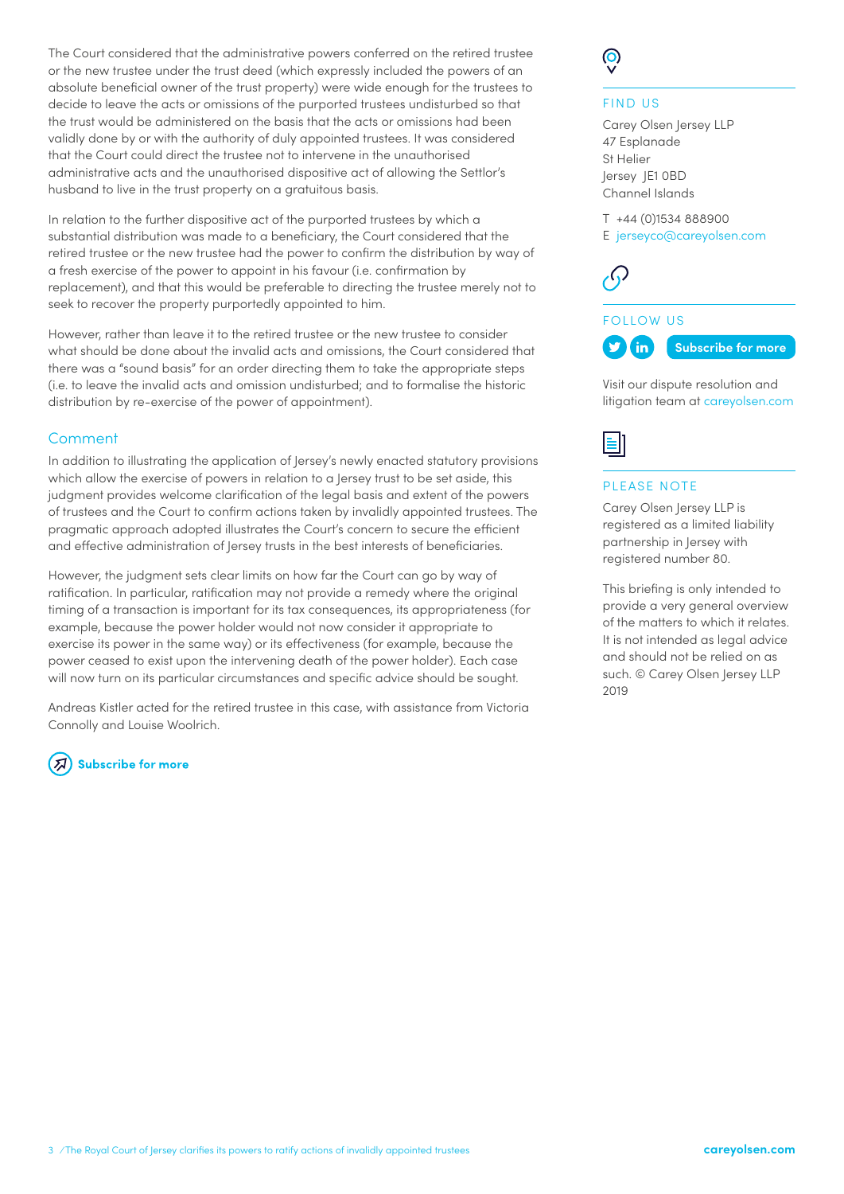The Court considered that the administrative powers conferred on the retired trustee or the new trustee under the trust deed (which expressly included the powers of an absolute beneficial owner of the trust property) were wide enough for the trustees to decide to leave the acts or omissions of the purported trustees undisturbed so that the trust would be administered on the basis that the acts or omissions had been validly done by or with the authority of duly appointed trustees. It was considered that the Court could direct the trustee not to intervene in the unauthorised administrative acts and the unauthorised dispositive act of allowing the Settlor's husband to live in the trust property on a gratuitous basis.

In relation to the further dispositive act of the purported trustees by which a substantial distribution was made to a beneficiary, the Court considered that the retired trustee or the new trustee had the power to confirm the distribution by way of a fresh exercise of the power to appoint in his favour (i.e. confirmation by replacement), and that this would be preferable to directing the trustee merely not to seek to recover the property purportedly appointed to him.

However, rather than leave it to the retired trustee or the new trustee to consider what should be done about the invalid acts and omissions, the Court considered that there was a "sound basis" for an order directing them to take the appropriate steps (i.e. to leave the invalid acts and omission undisturbed; and to formalise the historic distribution by re-exercise of the power of appointment).

## Comment

In addition to illustrating the application of Jersey's newly enacted statutory provisions which allow the exercise of powers in relation to a Jersey trust to be set aside, this judgment provides welcome clarification of the legal basis and extent of the powers of trustees and the Court to confirm actions taken by invalidly appointed trustees. The pragmatic approach adopted illustrates the Court's concern to secure the efficient and effective administration of Jersey trusts in the best interests of beneficiaries.

However, the judgment sets clear limits on how far the Court can go by way of ratification. In particular, ratification may not provide a remedy where the original timing of a transaction is important for its tax consequences, its appropriateness (for example, because the power holder would not now consider it appropriate to exercise its power in the same way) or its effectiveness (for example, because the power ceased to exist upon the intervening death of the power holder). Each case will now turn on its particular circumstances and specific advice should be sought.

Andreas Kistler acted for the retired trustee in this case, with assistance from Victoria Connolly and Louise Woolrich.

Subscribe for more

### FIND US

Carey Olsen Jersey LLP
47 Esplanade
St Helier
Jersey JE1 0BD
Channel Islands

T +44 (0)1534 888900
E jerseyco@careyolsen.com

### FOLLOW US

Subscribe for more

Visit our dispute resolution and litigation team at careyolsen.com

### PLEASE NOTE

Carey Olsen Jersey LLP is registered as a limited liability partnership in Jersey with registered number 80.

This briefing is only intended to provide a very general overview of the matters to which it relates. It is not intended as legal advice and should not be relied on as such. © Carey Olsen Jersey LLP 2019